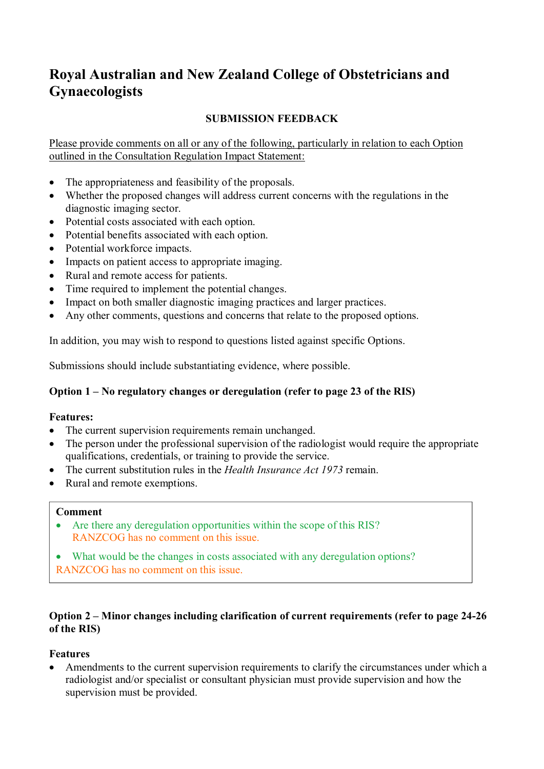# Royal Australian and New Zealand College of Obstetricians and Gynaecologists

**SUBMISSION FEEDBACK**

Please provide comments on all or any of the following, particularly in relation to each Option outlined in the Consultation Regulation Impact Statement:

- The appropriateness and feasibility of the proposals.
- Whether the proposed changes will address current concerns with the regulations in the diagnostic imaging sector.
- Potential costs associated with each option.
- Potential benefits associated with each option.
- Potential workforce impacts.
- Impacts on patient access to appropriate imaging.
- Rural and remote access for patients.
- Time required to implement the potential changes.
- Impact on both smaller diagnostic imaging practices and larger practices.
- Any other comments, questions and concerns that relate to the proposed options.

In addition, you may wish to respond to questions listed against specific Options.

Submissions should include substantiating evidence, where possible.

**Option 1 – No regulatory changes or deregulation (refer to page 23 of the RIS)**

**Features:**

- The current supervision requirements remain unchanged.
- The person under the professional supervision of the radiologist would require the appropriate qualifications, credentials, or training to provide the service.
- The current substitution rules in the *Health Insurance Act 1973* remain.
- Rural and remote exemptions.

**Comment**

- Are there any deregulation opportunities within the scope of this RIS?
  RANZCOG has no comment on this issue.
- What would be the changes in costs associated with any deregulation options?

RANZCOG has no comment on this issue.

**Option 2 – Minor changes including clarification of current requirements (refer to page 24-26 of the RIS)**

**Features**

- Amendments to the current supervision requirements to clarify the circumstances under which a radiologist and/or specialist or consultant physician must provide supervision and how the supervision must be provided.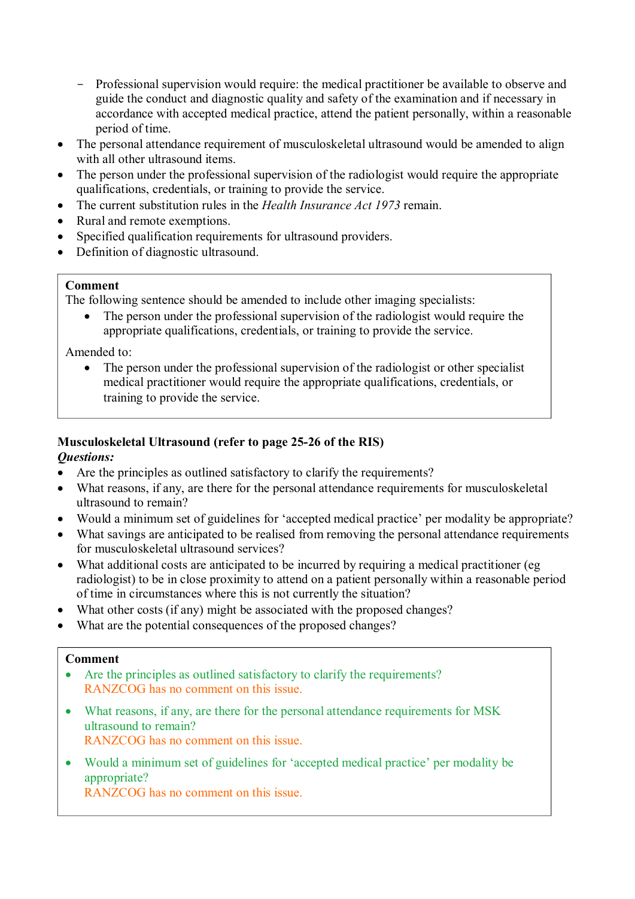- Professional supervision would require: the medical practitioner be available to observe and guide the conduct and diagnostic quality and safety of the examination and if necessary in accordance with accepted medical practice, attend the patient personally, within a reasonable period of time.

- The personal attendance requirement of musculoskeletal ultrasound would be amended to align with all other ultrasound items.
- The person under the professional supervision of the radiologist would require the appropriate qualifications, credentials, or training to provide the service.
- The current substitution rules in the *Health Insurance Act 1973* remain.
- Rural and remote exemptions.
- Specified qualification requirements for ultrasound providers.
- Definition of diagnostic ultrasound.

**Comment**

The following sentence should be amended to include other imaging specialists:

- The person under the professional supervision of the radiologist would require the appropriate qualifications, credentials, or training to provide the service.

Amended to:

- The person under the professional supervision of the radiologist or other specialist medical practitioner would require the appropriate qualifications, credentials, or training to provide the service.

**Musculoskeletal Ultrasound (refer to page 25-26 of the RIS)**

***Questions:***

- Are the principles as outlined satisfactory to clarify the requirements?
- What reasons, if any, are there for the personal attendance requirements for musculoskeletal ultrasound to remain?
- Would a minimum set of guidelines for 'accepted medical practice' per modality be appropriate?
- What savings are anticipated to be realised from removing the personal attendance requirements for musculoskeletal ultrasound services?
- What additional costs are anticipated to be incurred by requiring a medical practitioner (eg radiologist) to be in close proximity to attend on a patient personally within a reasonable period of time in circumstances where this is not currently the situation?
- What other costs (if any) might be associated with the proposed changes?
- What are the potential consequences of the proposed changes?

**Comment**

- Are the principles as outlined satisfactory to clarify the requirements?
  RANZCOG has no comment on this issue.
- What reasons, if any, are there for the personal attendance requirements for MSK ultrasound to remain?
  RANZCOG has no comment on this issue.
- Would a minimum set of guidelines for 'accepted medical practice' per modality be appropriate?
  RANZCOG has no comment on this issue.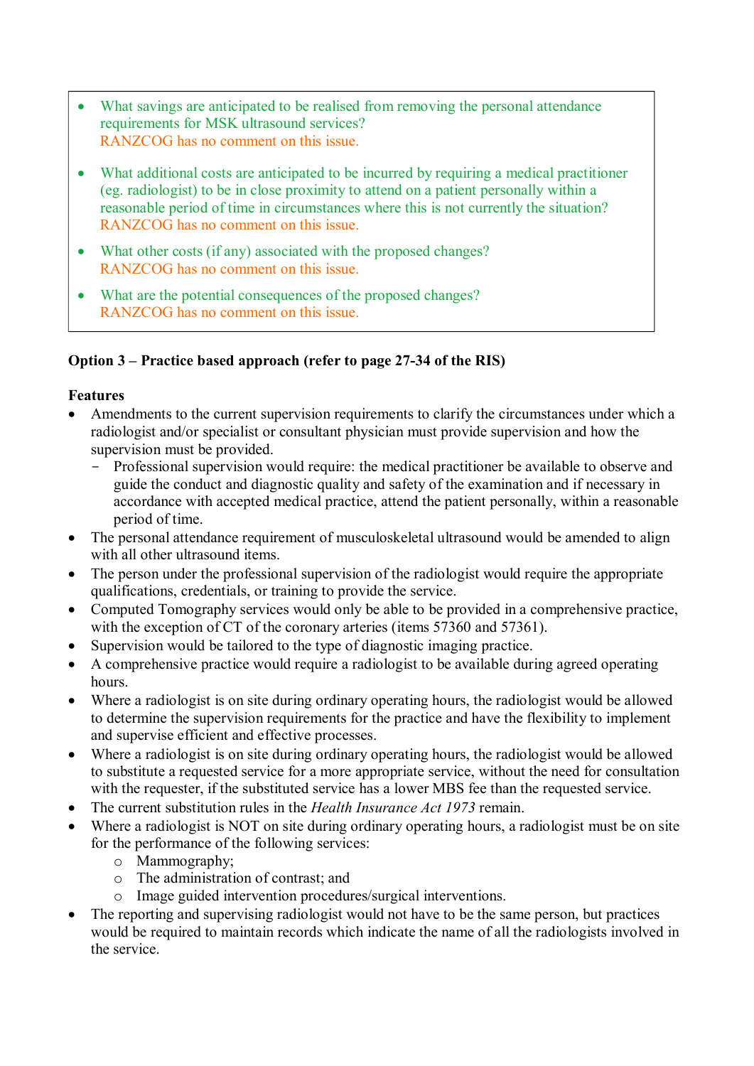- What savings are anticipated to be realised from removing the personal attendance requirements for MSK ultrasound services?
  RANZCOG has no comment on this issue.

- What additional costs are anticipated to be incurred by requiring a medical practitioner (eg. radiologist) to be in close proximity to attend on a patient personally within a reasonable period of time in circumstances where this is not currently the situation?
  RANZCOG has no comment on this issue.

- What other costs (if any) associated with the proposed changes?
  RANZCOG has no comment on this issue.

- What are the potential consequences of the proposed changes?
  RANZCOG has no comment on this issue.

**Option 3 – Practice based approach (refer to page 27-34 of the RIS)**

**Features**

- Amendments to the current supervision requirements to clarify the circumstances under which a radiologist and/or specialist or consultant physician must provide supervision and how the supervision must be provided.
  - Professional supervision would require: the medical practitioner be available to observe and guide the conduct and diagnostic quality and safety of the examination and if necessary in accordance with accepted medical practice, attend the patient personally, within a reasonable period of time.
- The personal attendance requirement of musculoskeletal ultrasound would be amended to align with all other ultrasound items.
- The person under the professional supervision of the radiologist would require the appropriate qualifications, credentials, or training to provide the service.
- Computed Tomography services would only be able to be provided in a comprehensive practice, with the exception of CT of the coronary arteries (items 57360 and 57361).
- Supervision would be tailored to the type of diagnostic imaging practice.
- A comprehensive practice would require a radiologist to be available during agreed operating hours.
- Where a radiologist is on site during ordinary operating hours, the radiologist would be allowed to determine the supervision requirements for the practice and have the flexibility to implement and supervise efficient and effective processes.
- Where a radiologist is on site during ordinary operating hours, the radiologist would be allowed to substitute a requested service for a more appropriate service, without the need for consultation with the requester, if the substituted service has a lower MBS fee than the requested service.
- The current substitution rules in the *Health Insurance Act 1973* remain.
- Where a radiologist is NOT on site during ordinary operating hours, a radiologist must be on site for the performance of the following services:
  - Mammography;
  - The administration of contrast; and
  - Image guided intervention procedures/surgical interventions.
- The reporting and supervising radiologist would not have to be the same person, but practices would be required to maintain records which indicate the name of all the radiologists involved in the service.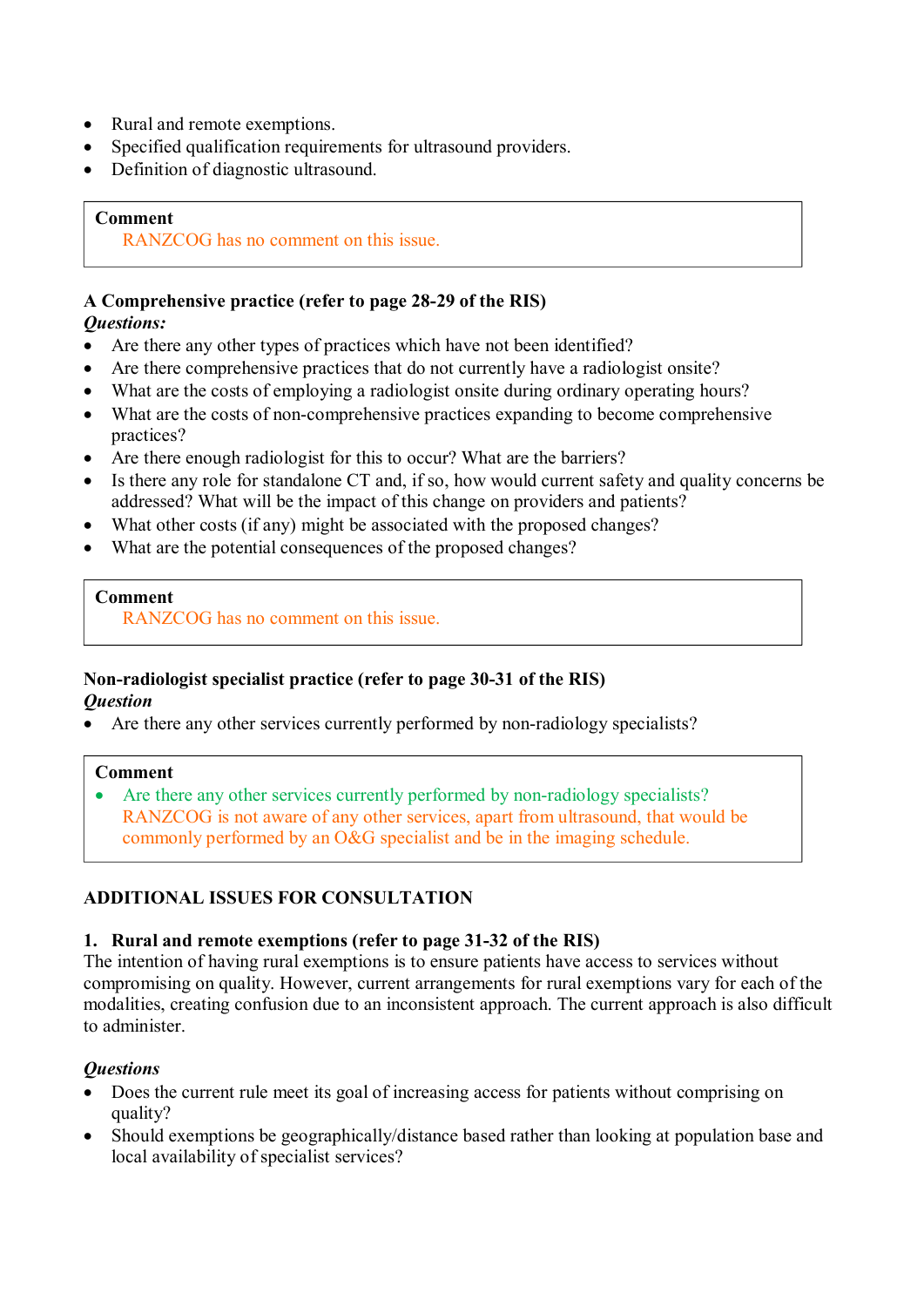- Rural and remote exemptions.
- Specified qualification requirements for ultrasound providers.
- Definition of diagnostic ultrasound.

> **Comment**
> RANZCOG has no comment on this issue.

**A Comprehensive practice (refer to page 28-29 of the RIS)**

***Questions:***

- Are there any other types of practices which have not been identified?
- Are there comprehensive practices that do not currently have a radiologist onsite?
- What are the costs of employing a radiologist onsite during ordinary operating hours?
- What are the costs of non-comprehensive practices expanding to become comprehensive practices?
- Are there enough radiologist for this to occur? What are the barriers?
- Is there any role for standalone CT and, if so, how would current safety and quality concerns be addressed? What will be the impact of this change on providers and patients?
- What other costs (if any) might be associated with the proposed changes?
- What are the potential consequences of the proposed changes?

> **Comment**
> RANZCOG has no comment on this issue.

**Non-radiologist specialist practice (refer to page 30-31 of the RIS)**

***Question***

- Are there any other services currently performed by non-radiology specialists?

> **Comment**
> - Are there any other services currently performed by non-radiology specialists?
> RANZCOG is not aware of any other services, apart from ultrasound, that would be commonly performed by an O&G specialist and be in the imaging schedule.

**ADDITIONAL ISSUES FOR CONSULTATION**

**1. Rural and remote exemptions (refer to page 31-32 of the RIS)**

The intention of having rural exemptions is to ensure patients have access to services without compromising on quality. However, current arrangements for rural exemptions vary for each of the modalities, creating confusion due to an inconsistent approach. The current approach is also difficult to administer.

***Questions***

- Does the current rule meet its goal of increasing access for patients without comprising on quality?
- Should exemptions be geographically/distance based rather than looking at population base and local availability of specialist services?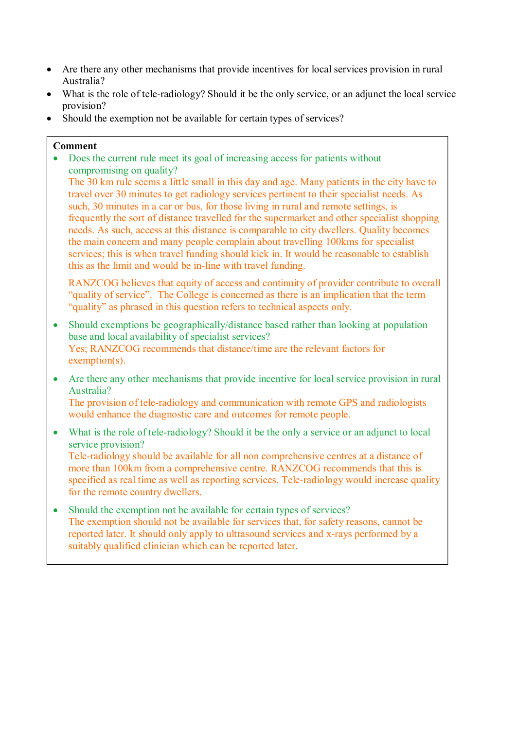- Are there any other mechanisms that provide incentives for local services provision in rural Australia?
- What is the role of tele-radiology? Should it be the only service, or an adjunct the local service provision?
- Should the exemption not be available for certain types of services?

**Comment**

- Does the current rule meet its goal of increasing access for patients without compromising on quality?
  The 30 km rule seems a little small in this day and age. Many patients in the city have to travel over 30 minutes to get radiology services pertinent to their specialist needs. As such, 30 minutes in a car or bus, for those living in rural and remote settings, is frequently the sort of distance travelled for the supermarket and other specialist shopping needs. As such, access at this distance is comparable to city dwellers. Quality becomes the main concern and many people complain about travelling 100kms for specialist services; this is when travel funding should kick in. It would be reasonable to establish this as the limit and would be in-line with travel funding.

  RANZCOG believes that equity of access and continuity of provider contribute to overall "quality of service". The College is concerned as there is an implication that the term "quality" as phrased in this question refers to technical aspects only.

- Should exemptions be geographically/distance based rather than looking at population base and local availability of specialist services?
  Yes; RANZCOG recommends that distance/time are the relevant factors for exemption(s).

- Are there any other mechanisms that provide incentive for local service provision in rural Australia?
  The provision of tele-radiology and communication with remote GPS and radiologists would enhance the diagnostic care and outcomes for remote people.

- What is the role of tele-radiology? Should it be the only a service or an adjunct to local service provision?
  Tele-radiology should be available for all non comprehensive centres at a distance of more than 100km from a comprehensive centre. RANZCOG recommends that this is specified as real time as well as reporting services. Tele-radiology would increase quality for the remote country dwellers.

- Should the exemption not be available for certain types of services?
  The exemption should not be available for services that, for safety reasons, cannot be reported later. It should only apply to ultrasound services and x-rays performed by a suitably qualified clinician which can be reported later.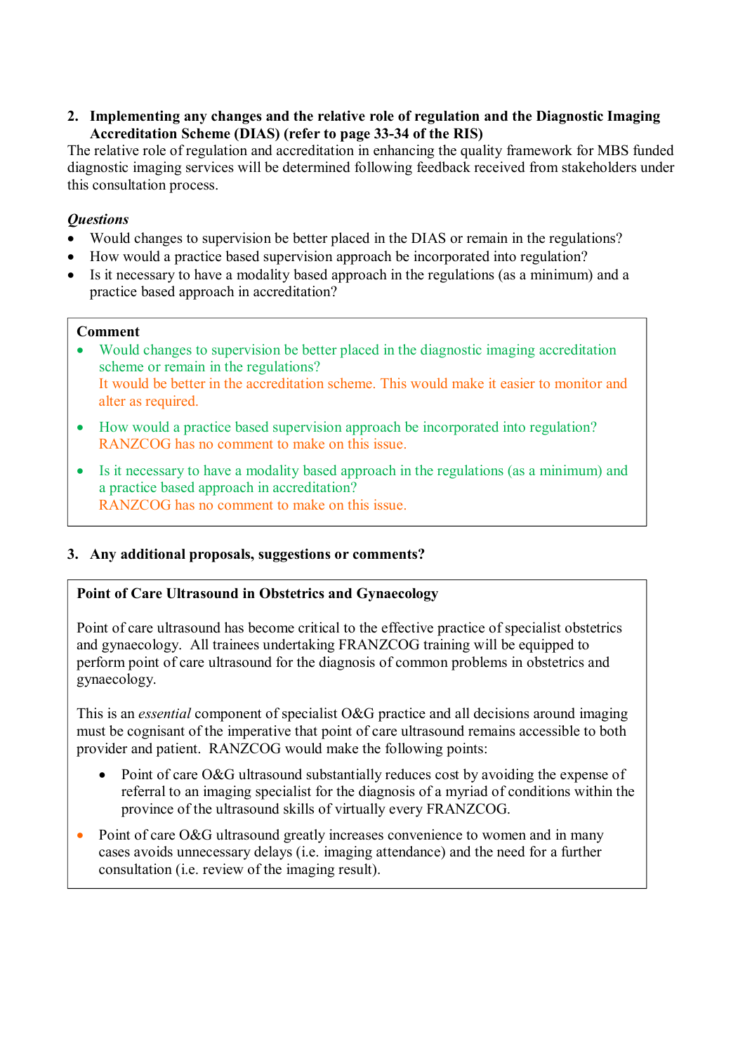## 2. Implementing any changes and the relative role of regulation and the Diagnostic Imaging Accreditation Scheme (DIAS) (refer to page 33-34 of the RIS)

The relative role of regulation and accreditation in enhancing the quality framework for MBS funded diagnostic imaging services will be determined following feedback received from stakeholders under this consultation process.

***Questions***

- Would changes to supervision be better placed in the DIAS or remain in the regulations?
- How would a practice based supervision approach be incorporated into regulation?
- Is it necessary to have a modality based approach in the regulations (as a minimum) and a practice based approach in accreditation?

**Comment**

- Would changes to supervision be better placed in the diagnostic imaging accreditation scheme or remain in the regulations?
  It would be better in the accreditation scheme. This would make it easier to monitor and alter as required.
- How would a practice based supervision approach be incorporated into regulation?
  RANZCOG has no comment to make on this issue.
- Is it necessary to have a modality based approach in the regulations (as a minimum) and a practice based approach in accreditation?
  RANZCOG has no comment to make on this issue.

## 3. Any additional proposals, suggestions or comments?

**Point of Care Ultrasound in Obstetrics and Gynaecology**

Point of care ultrasound has become critical to the effective practice of specialist obstetrics and gynaecology. All trainees undertaking FRANZCOG training will be equipped to perform point of care ultrasound for the diagnosis of common problems in obstetrics and gynaecology.

This is an *essential* component of specialist O&G practice and all decisions around imaging must be cognisant of the imperative that point of care ultrasound remains accessible to both provider and patient. RANZCOG would make the following points:

- Point of care O&G ultrasound substantially reduces cost by avoiding the expense of referral to an imaging specialist for the diagnosis of a myriad of conditions within the province of the ultrasound skills of virtually every FRANZCOG.
- Point of care O&G ultrasound greatly increases convenience to women and in many cases avoids unnecessary delays (i.e. imaging attendance) and the need for a further consultation (i.e. review of the imaging result).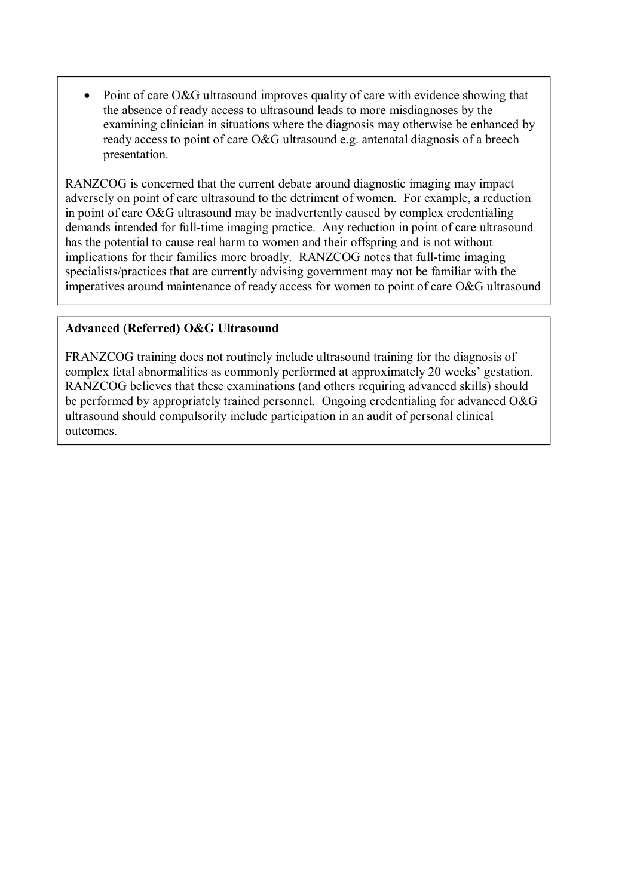- Point of care O&G ultrasound improves quality of care with evidence showing that the absence of ready access to ultrasound leads to more misdiagnoses by the examining clinician in situations where the diagnosis may otherwise be enhanced by ready access to point of care O&G ultrasound e.g. antenatal diagnosis of a breech presentation.

RANZCOG is concerned that the current debate around diagnostic imaging may impact adversely on point of care ultrasound to the detriment of women. For example, a reduction in point of care O&G ultrasound may be inadvertently caused by complex credentialing demands intended for full-time imaging practice. Any reduction in point of care ultrasound has the potential to cause real harm to women and their offspring and is not without implications for their families more broadly. RANZCOG notes that full-time imaging specialists/practices that are currently advising government may not be familiar with the imperatives around maintenance of ready access for women to point of care O&G ultrasound

**Advanced (Referred) O&G Ultrasound**

FRANZCOG training does not routinely include ultrasound training for the diagnosis of complex fetal abnormalities as commonly performed at approximately 20 weeks' gestation. RANZCOG believes that these examinations (and others requiring advanced skills) should be performed by appropriately trained personnel. Ongoing credentialing for advanced O&G ultrasound should compulsorily include participation in an audit of personal clinical outcomes.